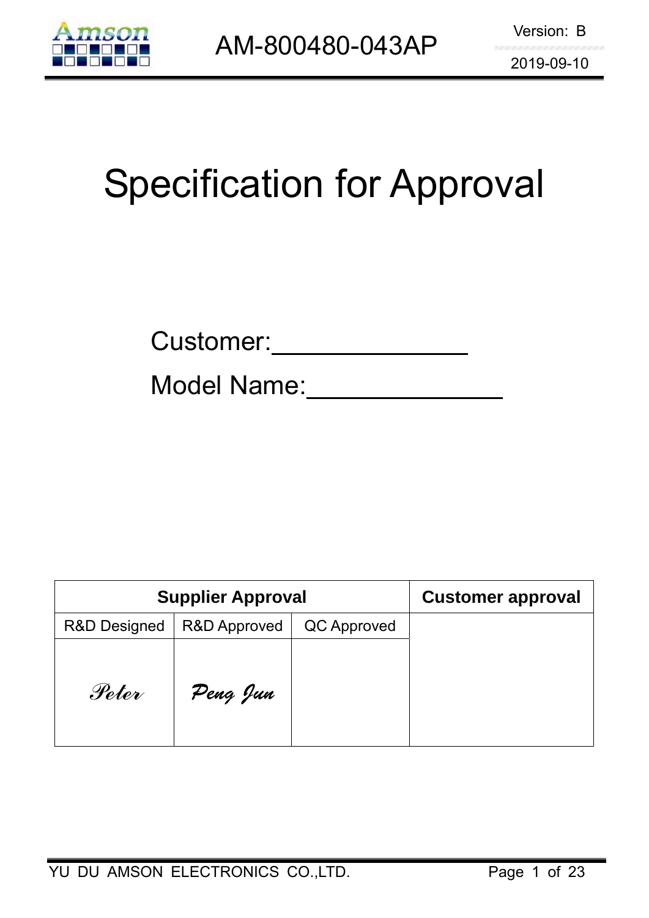# Specification for Approval

Customer:______________

Model Name:______________

| Supplier Approval | | | Customer approval |
|---|---|---|---|
| R&D Designed | R&D Approved | QC Approved | |
| *Peter* | *Peng Jun* | | |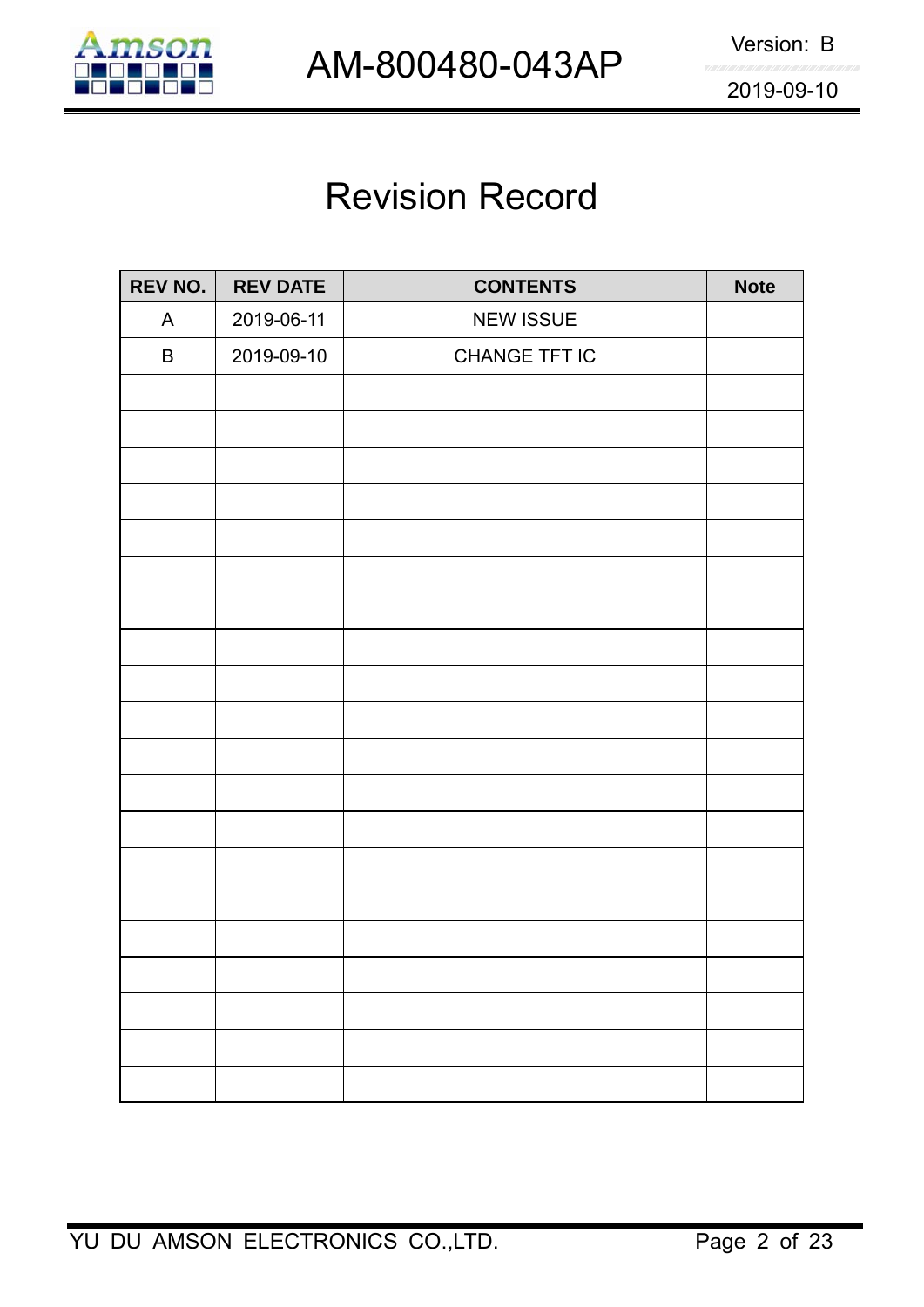# Revision Record

| REV NO. | REV DATE | CONTENTS | Note |
|---|---|---|---|
| A | 2019-06-11 | NEW ISSUE | |
| B | 2019-09-10 | CHANGE TFT IC | |
| | | | |
| | | | |
| | | | |
| | | | |
| | | | |
| | | | |
| | | | |
| | | | |
| | | | |
| | | | |
| | | | |
| | | | |
| | | | |
| | | | |
| | | | |
| | | | |
| | | | |
| | | | |
| | | | |
| | | | |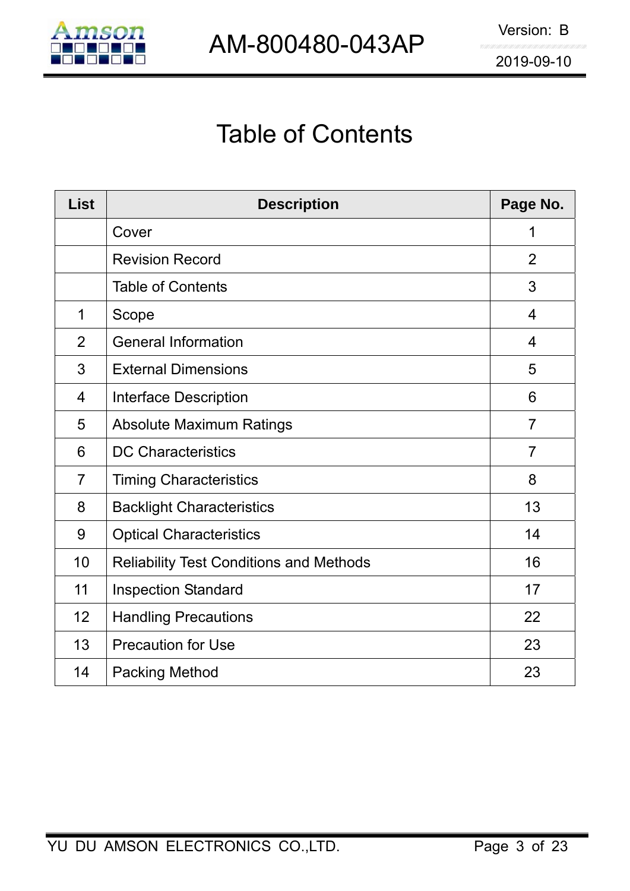# Table of Contents

| List | Description | Page No. |
|---|---|---|
| | Cover | 1 |
| | Revision Record | 2 |
| | Table of Contents | 3 |
| 1 | Scope | 4 |
| 2 | General Information | 4 |
| 3 | External Dimensions | 5 |
| 4 | Interface Description | 6 |
| 5 | Absolute Maximum Ratings | 7 |
| 6 | DC Characteristics | 7 |
| 7 | Timing Characteristics | 8 |
| 8 | Backlight Characteristics | 13 |
| 9 | Optical Characteristics | 14 |
| 10 | Reliability Test Conditions and Methods | 16 |
| 11 | Inspection Standard | 17 |
| 12 | Handling Precautions | 22 |
| 13 | Precaution for Use | 23 |
| 14 | Packing Method | 23 |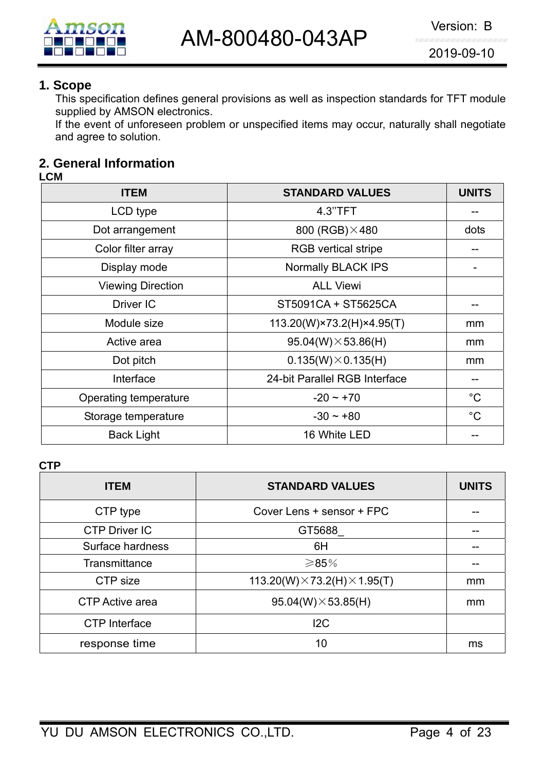## 1. Scope

This specification defines general provisions as well as inspection standards for TFT module supplied by AMSON electronics.

If the event of unforeseen problem or unspecified items may occur, naturally shall negotiate and agree to solution.

## 2. General Information

**LCM**

| ITEM | STANDARD VALUES | UNITS |
|---|---|---|
| LCD type | 4.3"TFT | -- |
| Dot arrangement | 800 (RGB)×480 | dots |
| Color filter array | RGB vertical stripe | -- |
| Display mode | Normally BLACK IPS | - |
| Viewing Direction | ALL Viewi | |
| Driver IC | ST5091CA + ST5625CA | -- |
| Module size | 113.20(W)×73.2(H)×4.95(T) | mm |
| Active area | 95.04(W)×53.86(H) | mm |
| Dot pitch | 0.135(W)×0.135(H) | mm |
| Interface | 24-bit Parallel RGB Interface | -- |
| Operating temperature | -20 ~ +70 | °C |
| Storage temperature | -30 ~ +80 | °C |
| Back Light | 16 White LED | -- |

**CTP**

| ITEM | STANDARD VALUES | UNITS |
|---|---|---|
| CTP type | Cover Lens + sensor + FPC | -- |
| CTP Driver IC | GT5688_ | -- |
| Surface hardness | 6H | -- |
| Transmittance | ≥85% | -- |
| CTP size | 113.20(W)×73.2(H)×1.95(T) | mm |
| CTP Active area | 95.04(W)×53.85(H) | mm |
| CTP Interface | I2C | |
| response time | 10 | ms |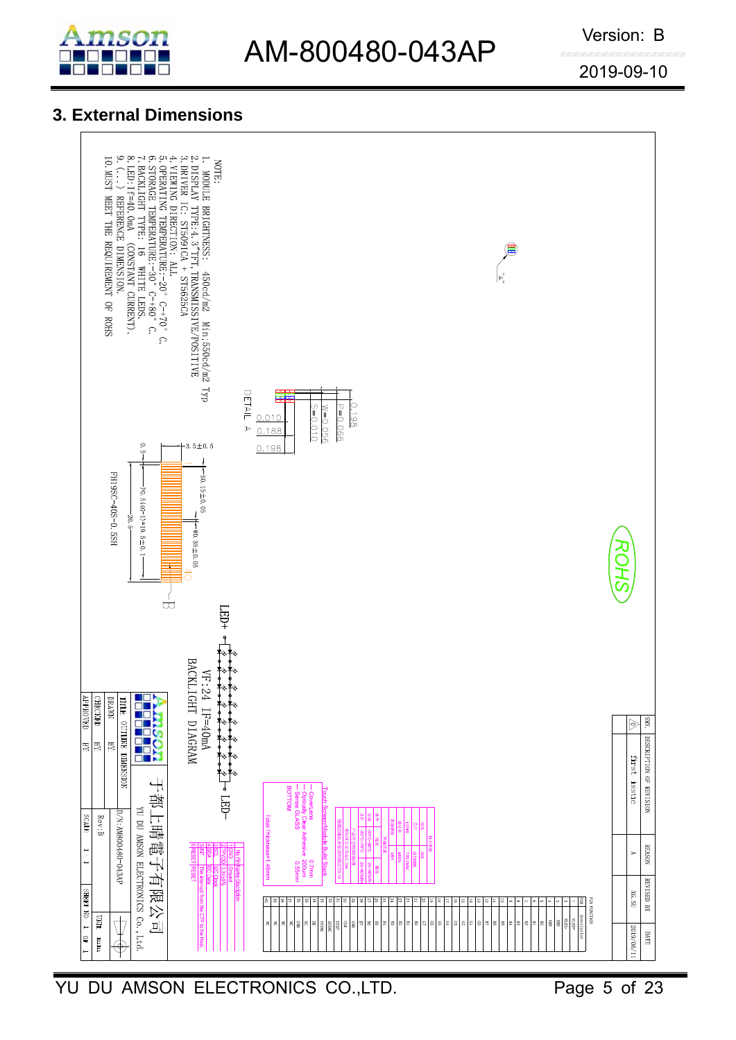## 3. External Dimensions

NOTE:
1. MODULE BRIGHTNESS: 450cd/m2 Min;550cd/m2 Typ
2. DISPLAY TYPE:4.3"TFT, TRANSMISSIVE/POSITIVE
3. DRIVER IC: ST5091CA + ST5625CA
4. VIEWING DIRECTION: ALL
5. OPERATING TEMPERATURE:-20° C~+70° C.
6. STORAGE TEMPERATURE:-30° C~+80° C.
7. BACKLIGHT TYPE: 16 WHITE LEDS.
8. LED: If=40.0mA (CONSTANT CURRENT).
9. (...) REFERENCE DIMENSION.
10. MUST MEET THE REQUIREMENT OF ROHS

DETAIL A

P=0.066
W=0.056
S=0.010
0.198
0.010
0.188
0.198

3.5±0.5
S0.15±0.05
W0.35±0.05
P0.5(40-1)=19.5±0.1
20.5
0.5
1
40
FH19SC-40S-0.5SH

LED+
LED-
VF:24 IF=40mA
BACKLIGHT DIAGRAM

ROHS

| SMY | DESCRIPTION OF REVISION | REASON | REVISED BY | DATE |
|---|---|---|---|---|
| A | first issue | A | XG.SU | 2019/06/11 |

于都上晴電子有限公司
YU DU AMSON ELECTRONICS Co.,Ltd.

| | | | |
|---|---|---|---|
| TITLE | OUTLINE DIMENSION | P/N:AM800480-043AP | |
| DRAWN | BY: | Rev:B | UNIT mm |
| CHECKED | BY: | | |
| APPROVED | BY: | SCALE 1:1 | SHEET NO 1 OF 1 |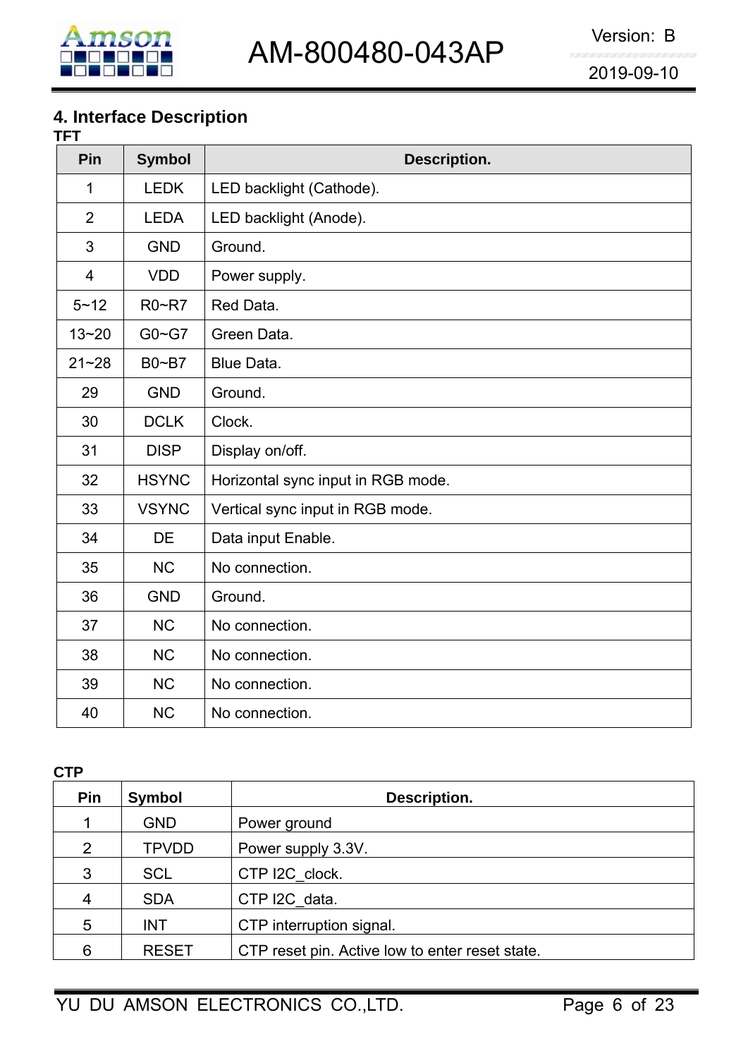## 4. Interface Description

**TFT**

| Pin | Symbol | Description. |
|---|---|---|
| 1 | LEDK | LED backlight (Cathode). |
| 2 | LEDA | LED backlight (Anode). |
| 3 | GND | Ground. |
| 4 | VDD | Power supply. |
| 5~12 | R0~R7 | Red Data. |
| 13~20 | G0~G7 | Green Data. |
| 21~28 | B0~B7 | Blue Data. |
| 29 | GND | Ground. |
| 30 | DCLK | Clock. |
| 31 | DISP | Display on/off. |
| 32 | HSYNC | Horizontal sync input in RGB mode. |
| 33 | VSYNC | Vertical sync input in RGB mode. |
| 34 | DE | Data input Enable. |
| 35 | NC | No connection. |
| 36 | GND | Ground. |
| 37 | NC | No connection. |
| 38 | NC | No connection. |
| 39 | NC | No connection. |
| 40 | NC | No connection. |

**CTP**

| Pin | Symbol | Description. |
|---|---|---|
| 1 | GND | Power ground |
| 2 | TPVDD | Power supply 3.3V. |
| 3 | SCL | CTP I2C_clock. |
| 4 | SDA | CTP I2C_data. |
| 5 | INT | CTP interruption signal. |
| 6 | RESET | CTP reset pin. Active low to enter reset state. |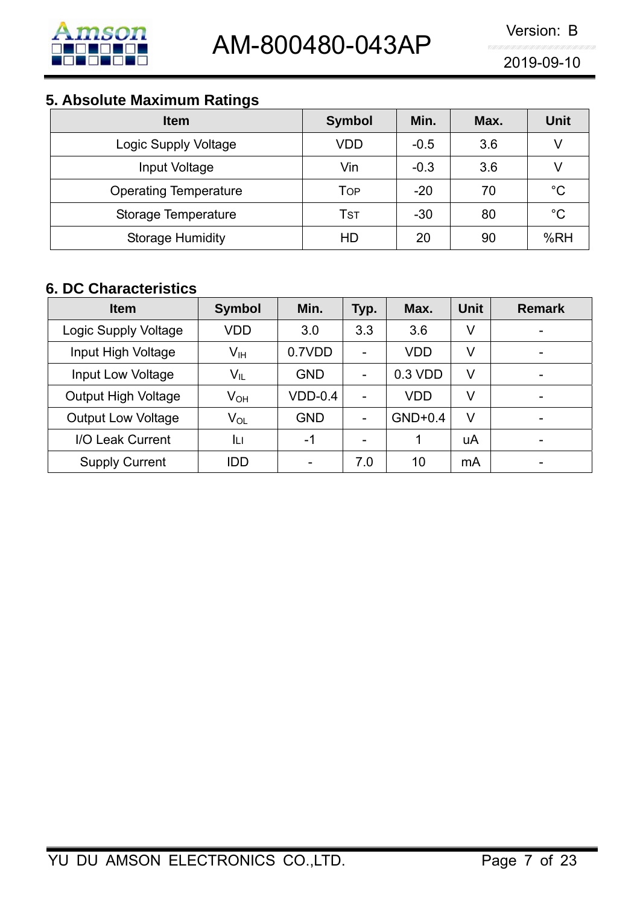## 5. Absolute Maximum Ratings

| Item | Symbol | Min. | Max. | Unit |
|---|---|---|---|---|
| Logic Supply Voltage | VDD | -0.5 | 3.6 | V |
| Input Voltage | Vin | -0.3 | 3.6 | V |
| Operating Temperature | $T_{OP}$ | -20 | 70 | °C |
| Storage Temperature | $T_{ST}$ | -30 | 80 | °C |
| Storage Humidity | HD | 20 | 90 | %RH |

## 6. DC Characteristics

| Item | Symbol | Min. | Typ. | Max. | Unit | Remark |
|---|---|---|---|---|---|---|
| Logic Supply Voltage | VDD | 3.0 | 3.3 | 3.6 | V | - |
| Input High Voltage | $V_{IH}$ | 0.7VDD | - | VDD | V | - |
| Input Low Voltage | $V_{IL}$ | GND | - | 0.3 VDD | V | - |
| Output High Voltage | $V_{OH}$ | VDD-0.4 | - | VDD | V | - |
| Output Low Voltage | $V_{OL}$ | GND | - | GND+0.4 | V | - |
| I/O Leak Current | $I_{LI}$ | -1 | - | 1 | uA | - |
| Supply Current | IDD | - | 7.0 | 10 | mA | - |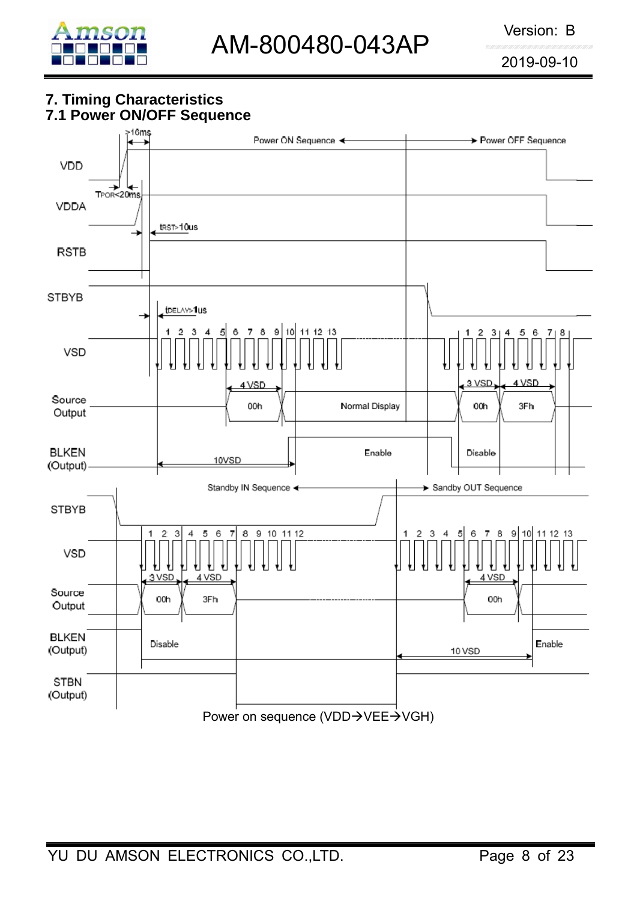# 7. Timing Characteristics

## 7.1 Power ON/OFF Sequence

Power on sequence (VDD→VEE→VGH)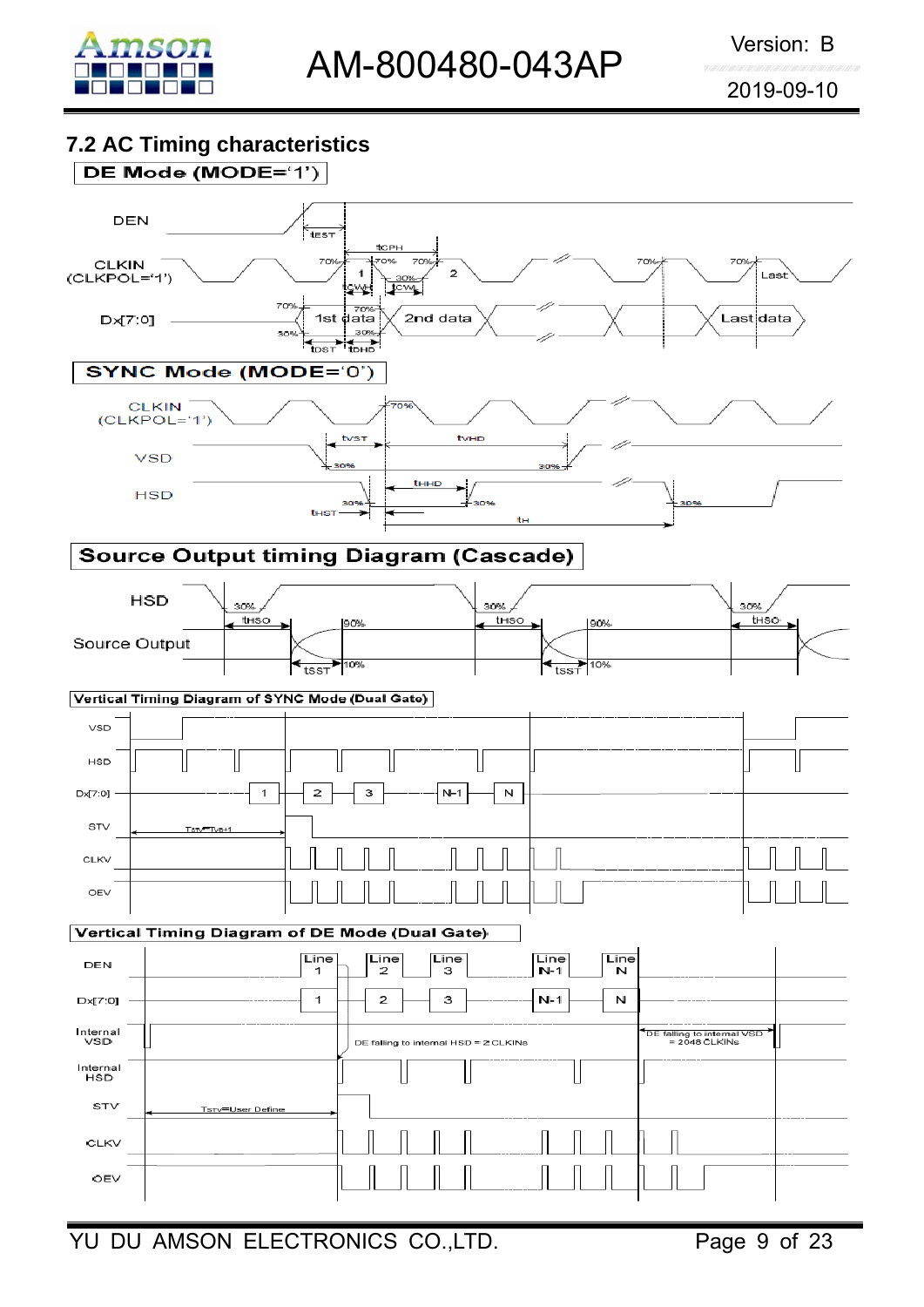## 7.2 AC Timing characteristics

**DE Mode (MODE='1')**

DEN

CLKIN (CLKPOL='1')

Dx[7:0]

tEST, tCPH, tCWH, tCWL, tDST, tDHD, 70%, 30%, 1, 2, Last, 1st data, 2nd data, Last data

**SYNC Mode (MODE='0')**

CLKIN (CLKPOL='1')

VSD

HSD

tVST, tVHD, tHHD, tHST, tH, 70%, 30%

**Source Output timing Diagram (Cascade)**

HSD

Source Output

30%, tHSO, 90%, 10%, tSST

**Vertical Timing Diagram of SYNC Mode (Dual Gate)**

VSD, HSD, Dx[7:0], STV, CLKV, OEV

1, 2, 3, N-1, N

Tstv=Tvs+1

**Vertical Timing Diagram of DE Mode (Dual Gate)**

DEN, Dx[7:0], Internal VSD, Internal HSD, STV, CLKV, OEV

Line 1, Line 2, Line 3, Line N-1, Line N

1, 2, 3, N-1, N

DE falling to internal HSD = 2 CLKINs

DE falling to internal VSD = 2048 CLKINs

Tstv=User Define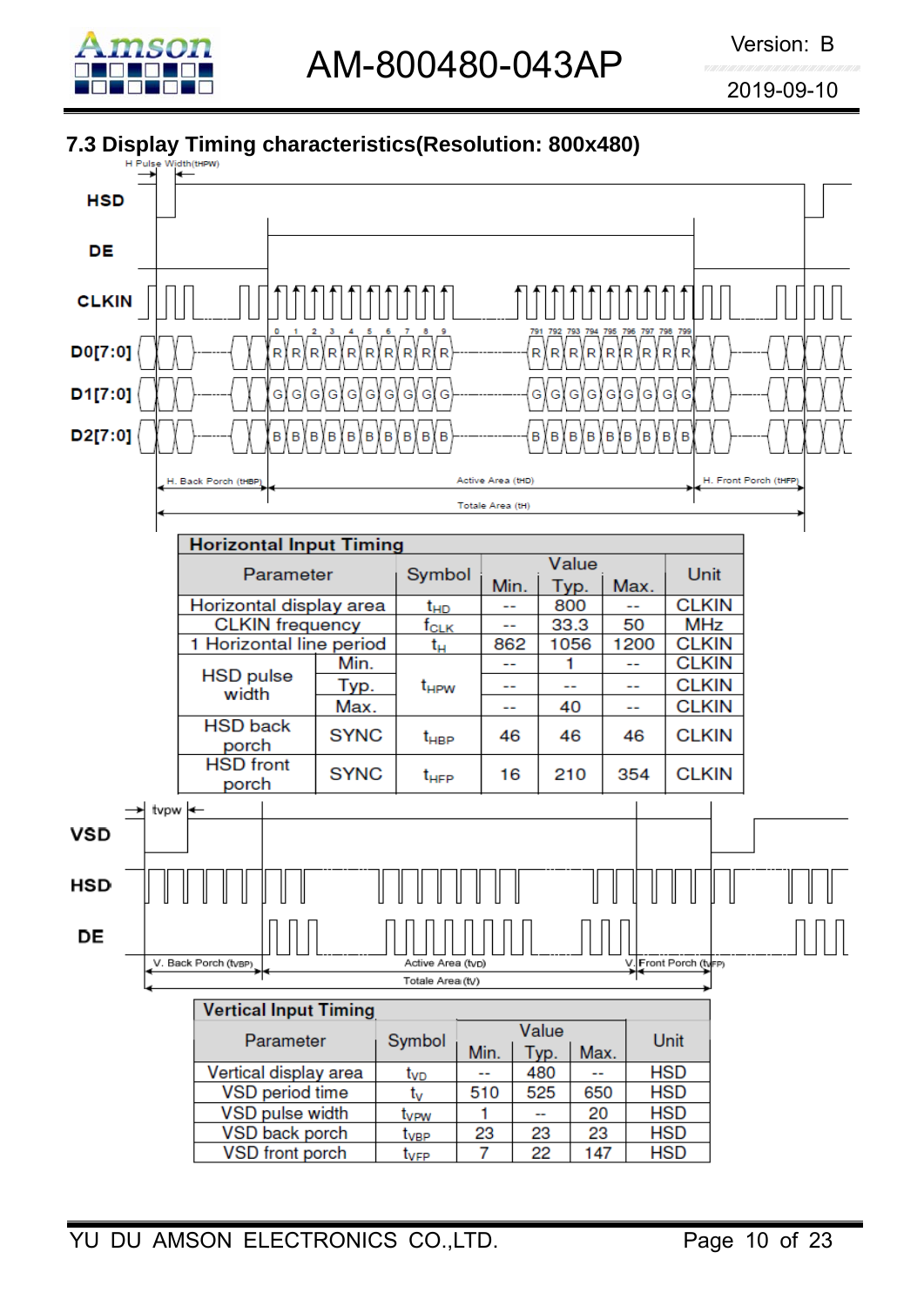## 7.3 Display Timing characteristics(Resolution: 800x480)

**Horizontal Input Timing**

| Parameter | | Symbol | Value | | | Unit |
|---|---|---|---|---|---|---|
| | | | Min. | Typ. | Max. | |
| Horizontal display area | | $t_{HD}$ | -- | 800 | -- | CLKIN |
| CLKIN frequency | | $f_{CLK}$ | -- | 33.3 | 50 | MHz |
| 1 Horizontal line period | | $t_H$ | 862 | 1056 | 1200 | CLKIN |
| HSD pulse width | Min. | $t_{HPW}$ | -- | 1 | -- | CLKIN |
| | Typ. | | -- | -- | -- | CLKIN |
| | Max. | | -- | 40 | -- | CLKIN |
| HSD back porch | SYNC | $t_{HBP}$ | 46 | 46 | 46 | CLKIN |
| HSD front porch | SYNC | $t_{HFP}$ | 16 | 210 | 354 | CLKIN |

**Vertical Input Timing**

| Parameter | Symbol | Value | | | Unit |
|---|---|---|---|---|---|
| | | Min. | Typ. | Max. | |
| Vertical display area | $t_{VD}$ | -- | 480 | -- | HSD |
| VSD period time | $t_V$ | 510 | 525 | 650 | HSD |
| VSD pulse width | $t_{VPW}$ | 1 | -- | 20 | HSD |
| VSD back porch | $t_{VBP}$ | 23 | 23 | 23 | HSD |
| VSD front porch | $t_{VFP}$ | 7 | 22 | 147 | HSD |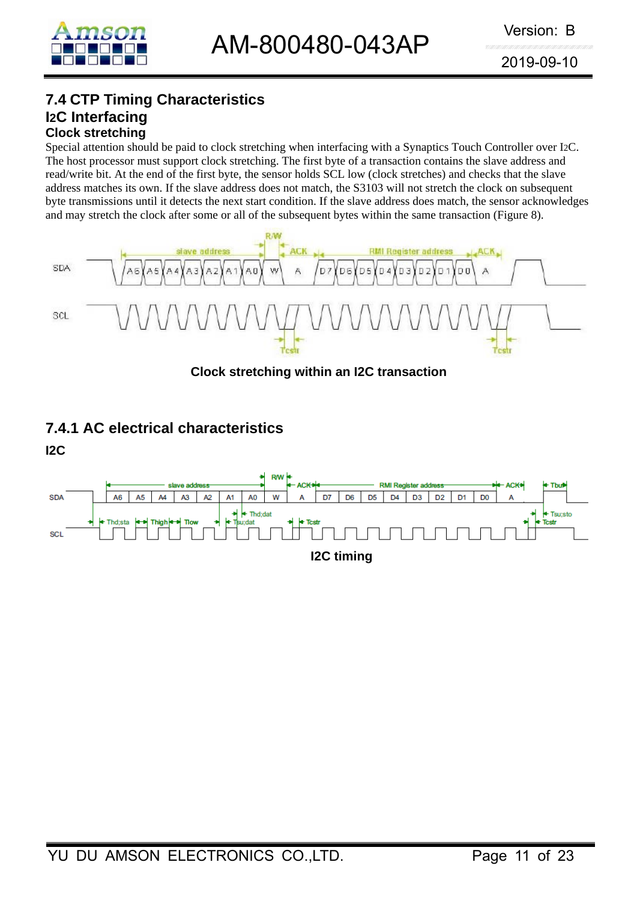## 7.4 CTP Timing Characteristics

## I2C Interfacing

### Clock stretching

Special attention should be paid to clock stretching when interfacing with a Synaptics Touch Controller over I2C. The host processor must support clock stretching. The first byte of a transaction contains the slave address and read/write bit. At the end of the first byte, the sensor holds SCL low (clock stretches) and checks that the slave address matches its own. If the slave address does not match, the S3103 will not stretch the clock on subsequent byte transmissions until it detects the next start condition. If the slave address does match, the sensor acknowledges and may stretch the clock after some or all of the subsequent bytes within the same transaction (Figure 8).

**Clock stretching within an I2C transaction**

## 7.4.1 AC electrical characteristics

### I2C

**I2C timing**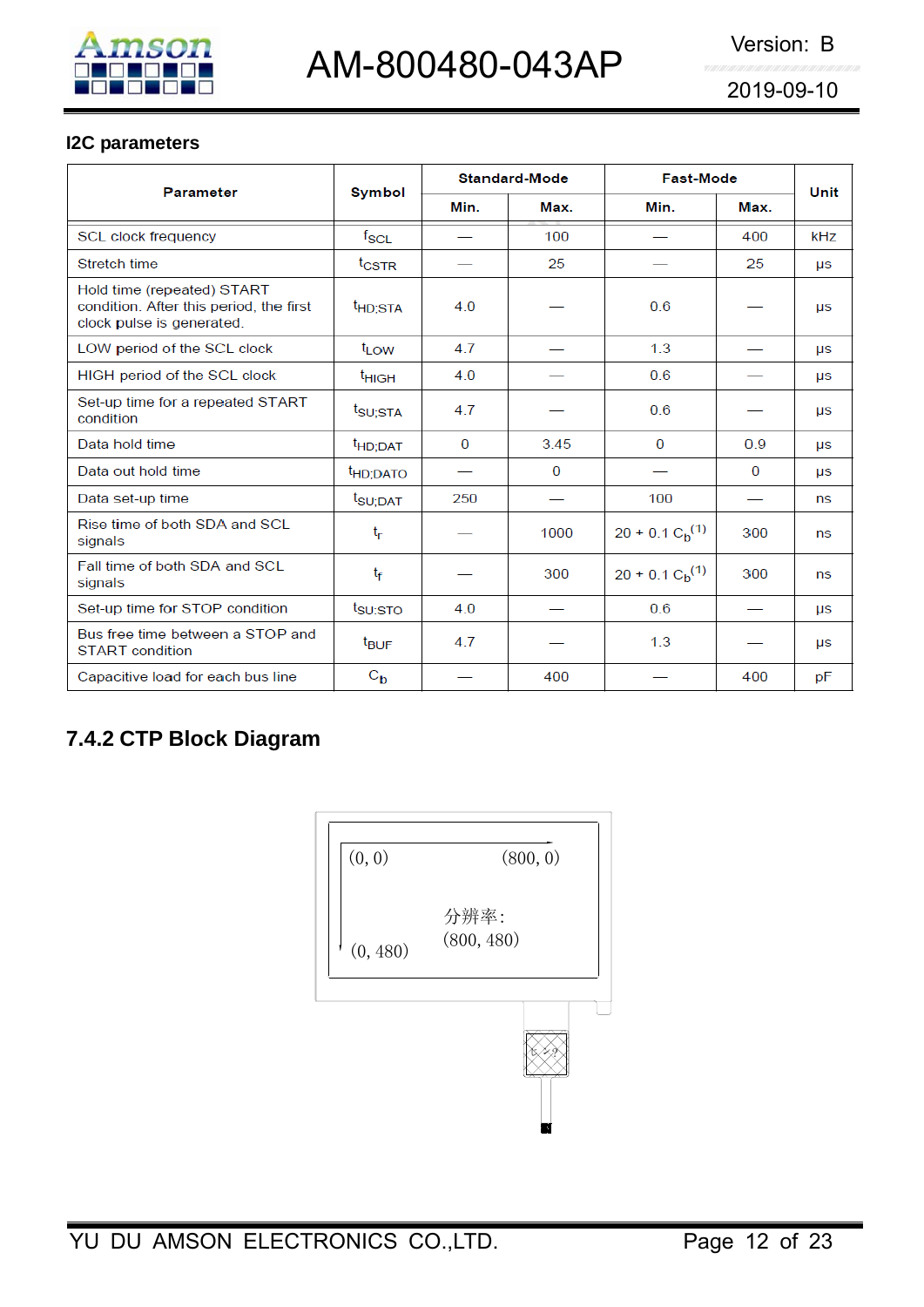## I2C parameters

| Parameter | Symbol | Standard-Mode | | Fast-Mode | | Unit |
|---|---|---|---|---|---|---|
| | | Min. | Max. | Min. | Max. | |
| SCL clock frequency | $f_{SCL}$ | — | 100 | — | 400 | kHz |
| Stretch time | $t_{CSTR}$ | — | 25 | — | 25 | μs |
| Hold time (repeated) START condition. After this period, the first clock pulse is generated. | $t_{HD;STA}$ | 4.0 | — | 0.6 | — | μs |
| LOW period of the SCL clock | $t_{LOW}$ | 4.7 | — | 1.3 | — | μs |
| HIGH period of the SCL clock | $t_{HIGH}$ | 4.0 | — | 0.6 | — | μs |
| Set-up time for a repeated START condition | $t_{SU;STA}$ | 4.7 | — | 0.6 | — | μs |
| Data hold time | $t_{HD;DAT}$ | 0 | 3.45 | 0 | 0.9 | μs |
| Data out hold time | $t_{HD;DATO}$ | — | 0 | — | 0 | μs |
| Data set-up time | $t_{SU;DAT}$ | 250 | — | 100 | — | ns |
| Rise time of both SDA and SCL signals | $t_r$ | — | 1000 | 20 + 0.1 $C_b$(1) | 300 | ns |
| Fall time of both SDA and SCL signals | $t_f$ | — | 300 | 20 + 0.1 $C_b$(1) | 300 | ns |
| Set-up time for STOP condition | $t_{SU:STO}$ | 4.0 | — | 0.6 | — | μs |
| Bus free time between a STOP and START condition | $t_{BUF}$ | 4.7 | — | 1.3 | — | μs |
| Capacitive load for each bus line | $C_b$ | — | 400 | — | 400 | pF |

## 7.4.2 CTP Block Diagram

(0, 0) (800, 0)

分辨率:
(800, 480)

(0, 480)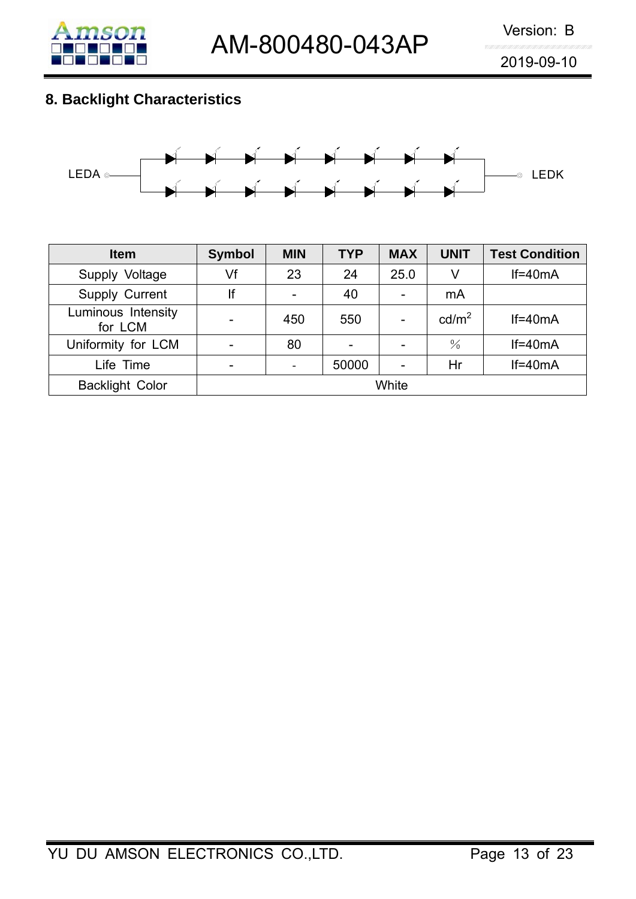## 8. Backlight Characteristics

LEDA LEDK

| Item | Symbol | MIN | TYP | MAX | UNIT | Test Condition |
|---|---|---|---|---|---|---|
| Supply Voltage | Vf | 23 | 24 | 25.0 | V | If=40mA |
| Supply Current | If | - | 40 | - | mA | |
| Luminous Intensity for LCM | - | 450 | 550 | - | cd/m$^2$ | If=40mA |
| Uniformity for LCM | - | 80 | - | - | % | If=40mA |
| Life Time | - | - | 50000 | - | Hr | If=40mA |
| Backlight Color | White | | | | | |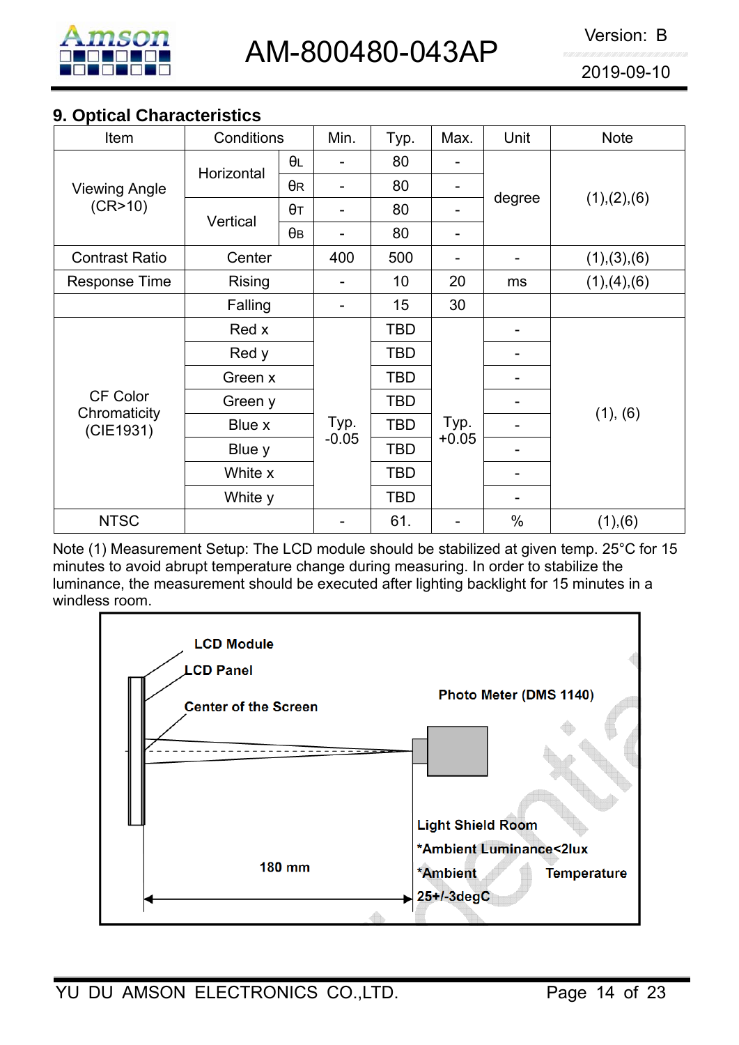## 9. Optical Characteristics

| Item | Conditions | | Min. | Typ. | Max. | Unit | Note |
|---|---|---|---|---|---|---|---|
| Viewing Angle (CR>10) | Horizontal | θL | - | 80 | - | degree | (1),(2),(6) |
| | | θR | - | 80 | - | | |
| | Vertical | θT | - | 80 | - | | |
| | | θB | - | 80 | - | | |
| Contrast Ratio | Center | | 400 | 500 | - | - | (1),(3),(6) |
| Response Time | Rising | | - | 10 | 20 | ms | (1),(4),(6) |
| | Falling | | - | 15 | 30 | | |
| CF Color Chromaticity (CIE1931) | Red x | | Typ. -0.05 | TBD | Typ. +0.05 | - | (1), (6) |
| | Red y | | | TBD | | - | |
| | Green x | | | TBD | | - | |
| | Green y | | | TBD | | - | |
| | Blue x | | | TBD | | - | |
| | Blue y | | | TBD | | - | |
| | White x | | | TBD | | - | |
| | White y | | | TBD | | - | |
| NTSC | | | - | 61. | - | % | (1),(6) |

Note (1) Measurement Setup: The LCD module should be stabilized at given temp. 25°C for 15 minutes to avoid abrupt temperature change during measuring. In order to stabilize the luminance, the measurement should be executed after lighting backlight for 15 minutes in a windless room.

LCD Module
LCD Panel
Center of the Screen
Photo Meter (DMS 1140)
180 mm
Light Shield Room
*Ambient Luminance<2lux
*Ambient Temperature 25+/-3degC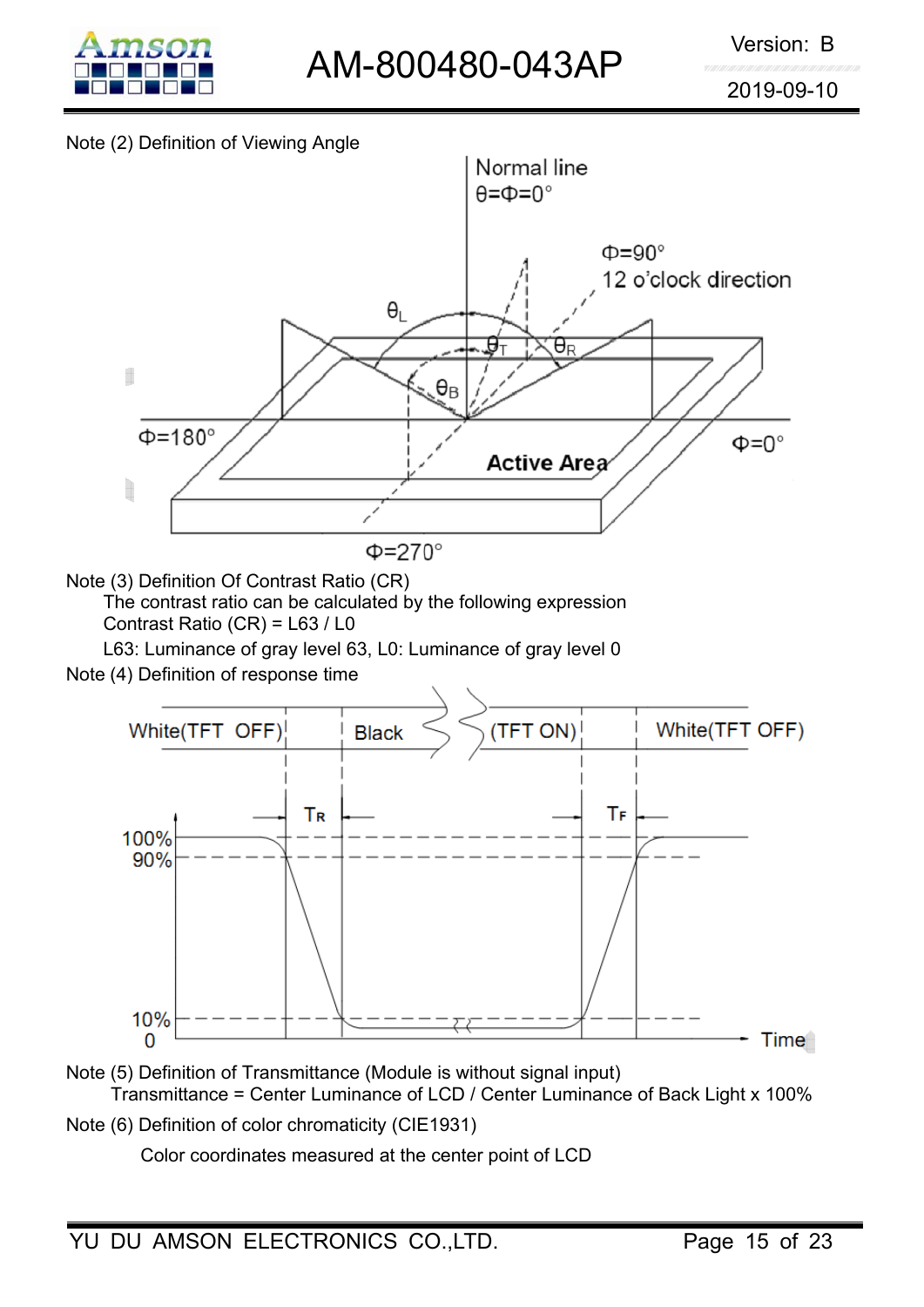Note (2) Definition of Viewing Angle

Note (3) Definition Of Contrast Ratio (CR)

The contrast ratio can be calculated by the following expression

Contrast Ratio (CR) = L63 / L0

L63: Luminance of gray level 63, L0: Luminance of gray level 0

Note (4) Definition of response time

Note (5) Definition of Transmittance (Module is without signal input)

Transmittance = Center Luminance of LCD / Center Luminance of Back Light x 100%

Note (6) Definition of color chromaticity (CIE1931)

Color coordinates measured at the center point of LCD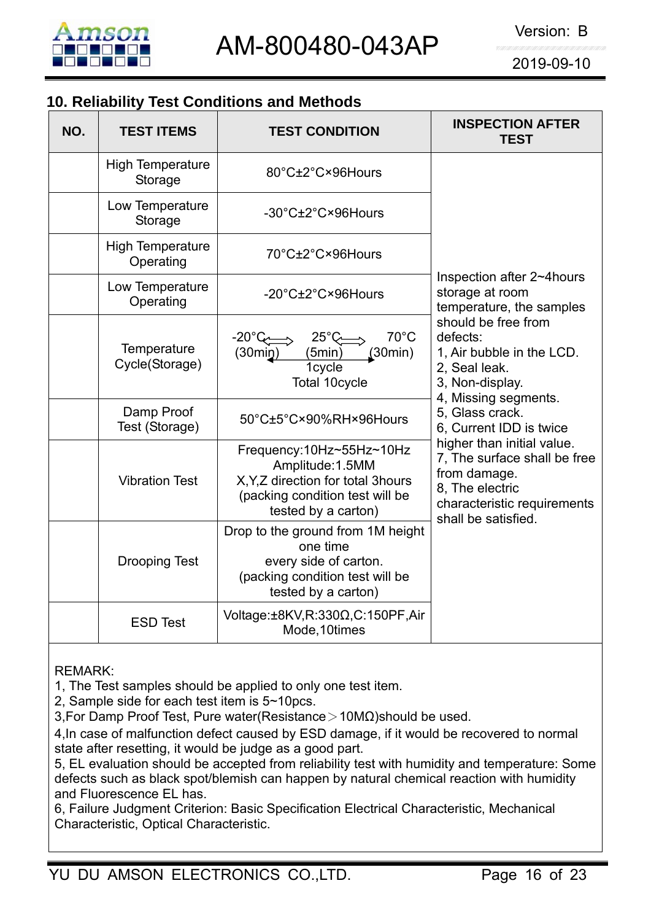## 10. Reliability Test Conditions and Methods

| NO. | TEST ITEMS | TEST CONDITION | INSPECTION AFTER TEST |
|---|---|---|---|
| | High Temperature Storage | 80°C±2°C×96Hours | Inspection after 2~4hours storage at room temperature, the samples should be free from defects:<br>1, Air bubble in the LCD.<br>2, Seal leak.<br>3, Non-display.<br>4, Missing segments.<br>5, Glass crack.<br>6, Current IDD is twice higher than initial value.<br>7, The surface shall be free from damage.<br>8, The electric characteristic requirements shall be satisfied. |
| | Low Temperature Storage | -30°C±2°C×96Hours | |
| | High Temperature Operating | 70°C±2°C×96Hours | |
| | Low Temperature Operating | -20°C±2°C×96Hours | |
| | Temperature Cycle(Storage) | -20°C (30min) ⇄ 25°C (5min) ⇄ 70°C (30min)<br>1cycle<br>Total 10cycle | |
| | Damp Proof Test (Storage) | 50°C±5°C×90%RH×96Hours | |
| | Vibration Test | Frequency:10Hz~55Hz~10Hz<br>Amplitude:1.5MM<br>X,Y,Z direction for total 3hours<br>(packing condition test will be tested by a carton) | |
| | Drooping Test | Drop to the ground from 1M height one time<br>every side of carton.<br>(packing condition test will be tested by a carton) | |
| | ESD Test | Voltage:±8KV,R:330Ω,C:150PF,Air Mode,10times | |

REMARK:

1, The Test samples should be applied to only one test item.

2, Sample side for each test item is 5~10pcs.

3,For Damp Proof Test, Pure water(Resistance＞10MΩ)should be used.

4,In case of malfunction defect caused by ESD damage, if it would be recovered to normal state after resetting, it would be judge as a good part.

5, EL evaluation should be accepted from reliability test with humidity and temperature: Some defects such as black spot/blemish can happen by natural chemical reaction with humidity and Fluorescence EL has.

6, Failure Judgment Criterion: Basic Specification Electrical Characteristic, Mechanical Characteristic, Optical Characteristic.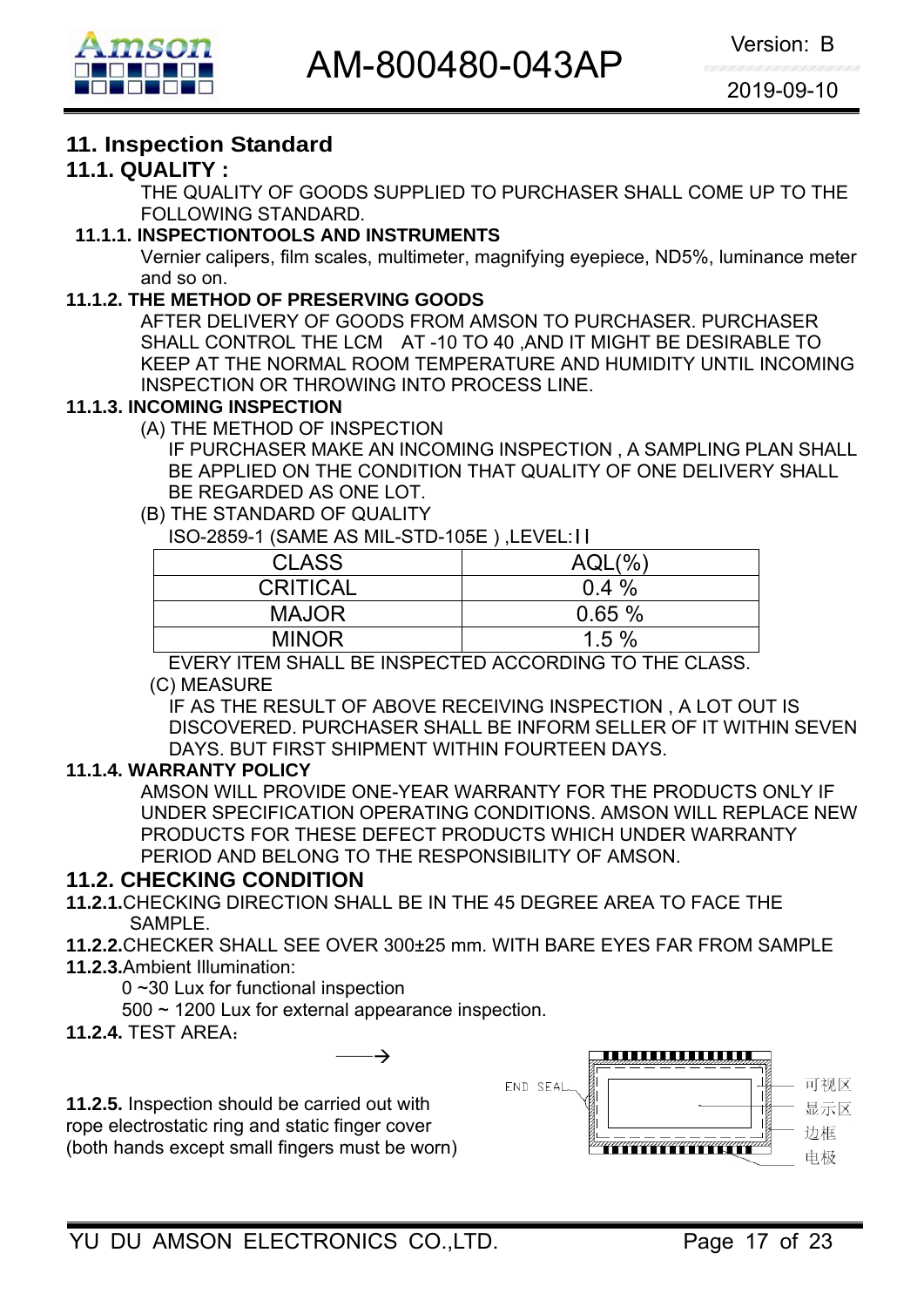## 11. Inspection Standard

### 11.1. QUALITY :

THE QUALITY OF GOODS SUPPLIED TO PURCHASER SHALL COME UP TO THE FOLLOWING STANDARD.

**11.1.1. INSPECTIONTOOLS AND INSTRUMENTS**

Vernier calipers, film scales, multimeter, magnifying eyepiece, ND5%, luminance meter and so on.

**11.1.2. THE METHOD OF PRESERVING GOODS**

AFTER DELIVERY OF GOODS FROM AMSON TO PURCHASER. PURCHASER SHALL CONTROL THE LCM AT -10 TO 40 ,AND IT MIGHT BE DESIRABLE TO KEEP AT THE NORMAL ROOM TEMPERATURE AND HUMIDITY UNTIL INCOMING INSPECTION OR THROWING INTO PROCESS LINE.

**11.1.3. INCOMING INSPECTION**

(A) THE METHOD OF INSPECTION

IF PURCHASER MAKE AN INCOMING INSPECTION , A SAMPLING PLAN SHALL BE APPLIED ON THE CONDITION THAT QUALITY OF ONE DELIVERY SHALL BE REGARDED AS ONE LOT.

(B) THE STANDARD OF QUALITY

ISO-2859-1 (SAME AS MIL-STD-105E ) ,LEVEL:ⅠⅠ

| CLASS | AQL(%) |
|---|---|
| CRITICAL | 0.4 % |
| MAJOR | 0.65 % |
| MINOR | 1.5 % |

EVERY ITEM SHALL BE INSPECTED ACCORDING TO THE CLASS.

(C) MEASURE

IF AS THE RESULT OF ABOVE RECEIVING INSPECTION , A LOT OUT IS DISCOVERED. PURCHASER SHALL BE INFORM SELLER OF IT WITHIN SEVEN DAYS. BUT FIRST SHIPMENT WITHIN FOURTEEN DAYS.

**11.1.4. WARRANTY POLICY**

AMSON WILL PROVIDE ONE-YEAR WARRANTY FOR THE PRODUCTS ONLY IF UNDER SPECIFICATION OPERATING CONDITIONS. AMSON WILL REPLACE NEW PRODUCTS FOR THESE DEFECT PRODUCTS WHICH UNDER WARRANTY PERIOD AND BELONG TO THE RESPONSIBILITY OF AMSON.

### 11.2. CHECKING CONDITION

**11.2.1.**CHECKING DIRECTION SHALL BE IN THE 45 DEGREE AREA TO FACE THE SAMPLE.

**11.2.2.**CHECKER SHALL SEE OVER 300±25 mm. WITH BARE EYES FAR FROM SAMPLE

**11.2.3.**Ambient Illumination:

0 ~30 Lux for functional inspection

500 ~ 1200 Lux for external appearance inspection.

**11.2.4.** TEST AREA：

END SEAL

可视区

显示区

边框

电极

**11.2.5.** Inspection should be carried out with rope electrostatic ring and static finger cover (both hands except small fingers must be worn)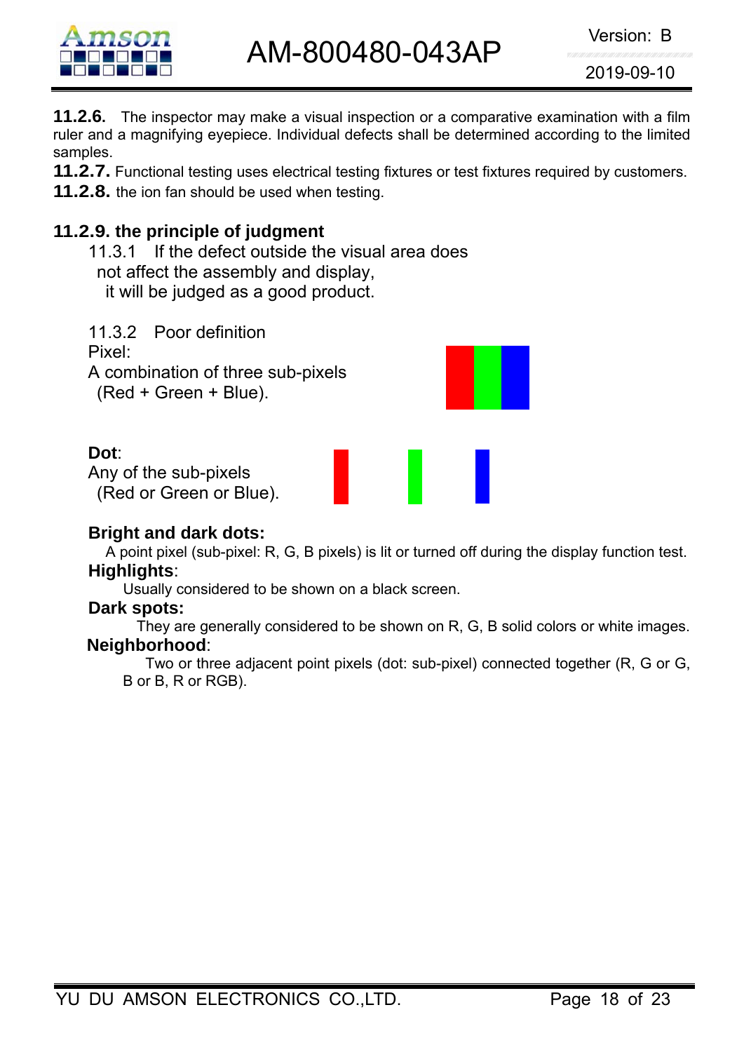**11.2.6.** The inspector may make a visual inspection or a comparative examination with a film ruler and a magnifying eyepiece. Individual defects shall be determined according to the limited samples.

**11.2.7.** Functional testing uses electrical testing fixtures or test fixtures required by customers.

**11.2.8.** the ion fan should be used when testing.

### 11.2.9. the principle of judgment

11.3.1 If the defect outside the visual area does not affect the assembly and display, it will be judged as a good product.

11.3.2 Poor definition

Pixel:
A combination of three sub-pixels (Red + Green + Blue).

**Dot**:
Any of the sub-pixels (Red or Green or Blue).

**Bright and dark dots:**
A point pixel (sub-pixel: R, G, B pixels) is lit or turned off during the display function test.

**Highlights**:
Usually considered to be shown on a black screen.

**Dark spots:**
They are generally considered to be shown on R, G, B solid colors or white images.

**Neighborhood**:
Two or three adjacent point pixels (dot: sub-pixel) connected together (R, G or G, B or B, R or RGB).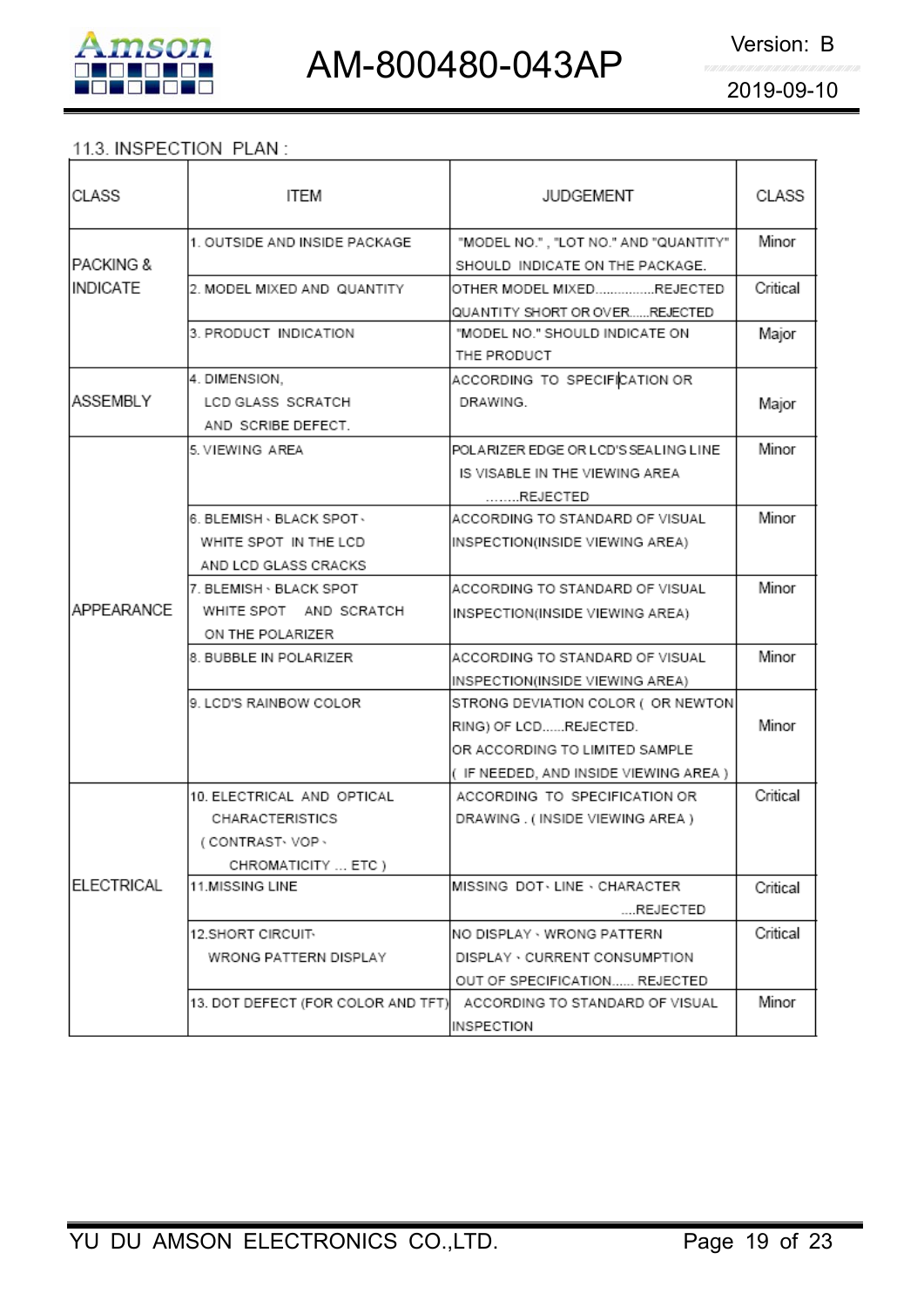## 11.3. INSPECTION PLAN :

| CLASS | ITEM | JUDGEMENT | CLASS |
|---|---|---|---|
| PACKING & INDICATE | 1. OUTSIDE AND INSIDE PACKAGE | "MODEL NO." , "LOT NO." AND "QUANTITY" SHOULD INDICATE ON THE PACKAGE. | Minor |
| | 2. MODEL MIXED AND QUANTITY | OTHER MODEL MIXED................REJECTED<br>QUANTITY SHORT OR OVER......REJECTED | Critical |
| | 3. PRODUCT INDICATION | "MODEL NO." SHOULD INDICATE ON THE PRODUCT | Major |
| ASSEMBLY | 4. DIMENSION, LCD GLASS SCRATCH AND SCRIBE DEFECT. | ACCORDING TO SPECIFICATION OR DRAWING. | Major |
| APPEARANCE | 5. VIEWING AREA | POLARIZER EDGE OR LCD'S SEALING LINE IS VISABLE IN THE VIEWING AREA ........REJECTED | Minor |
| | 6. BLEMISH、BLACK SPOT、WHITE SPOT IN THE LCD AND LCD GLASS CRACKS | ACCORDING TO STANDARD OF VISUAL INSPECTION(INSIDE VIEWING AREA) | Minor |
| | 7. BLEMISH、BLACK SPOT WHITE SPOT AND SCRATCH ON THE POLARIZER | ACCORDING TO STANDARD OF VISUAL INSPECTION(INSIDE VIEWING AREA) | Minor |
| | 8. BUBBLE IN POLARIZER | ACCORDING TO STANDARD OF VISUAL INSPECTION(INSIDE VIEWING AREA) | Minor |
| | 9. LCD'S RAINBOW COLOR | STRONG DEVIATION COLOR ( OR NEWTON RING) OF LCD......REJECTED.<br>OR ACCORDING TO LIMITED SAMPLE ( IF NEEDED, AND INSIDE VIEWING AREA ) | Minor |
| ELECTRICAL | 10. ELECTRICAL AND OPTICAL CHARACTERISTICS ( CONTRAST、VOP、CHROMATICITY ... ETC ) | ACCORDING TO SPECIFICATION OR DRAWING . ( INSIDE VIEWING AREA ) | Critical |
| | 11.MISSING LINE | MISSING DOT、LINE 、CHARACTER ....REJECTED | Critical |
| | 12.SHORT CIRCUIT、WRONG PATTERN DISPLAY | NO DISPLAY、WRONG PATTERN DISPLAY、CURRENT CONSUMPTION OUT OF SPECIFICATION...... REJECTED | Critical |
| | 13. DOT DEFECT (FOR COLOR AND TFT) | ACCORDING TO STANDARD OF VISUAL INSPECTION | Minor |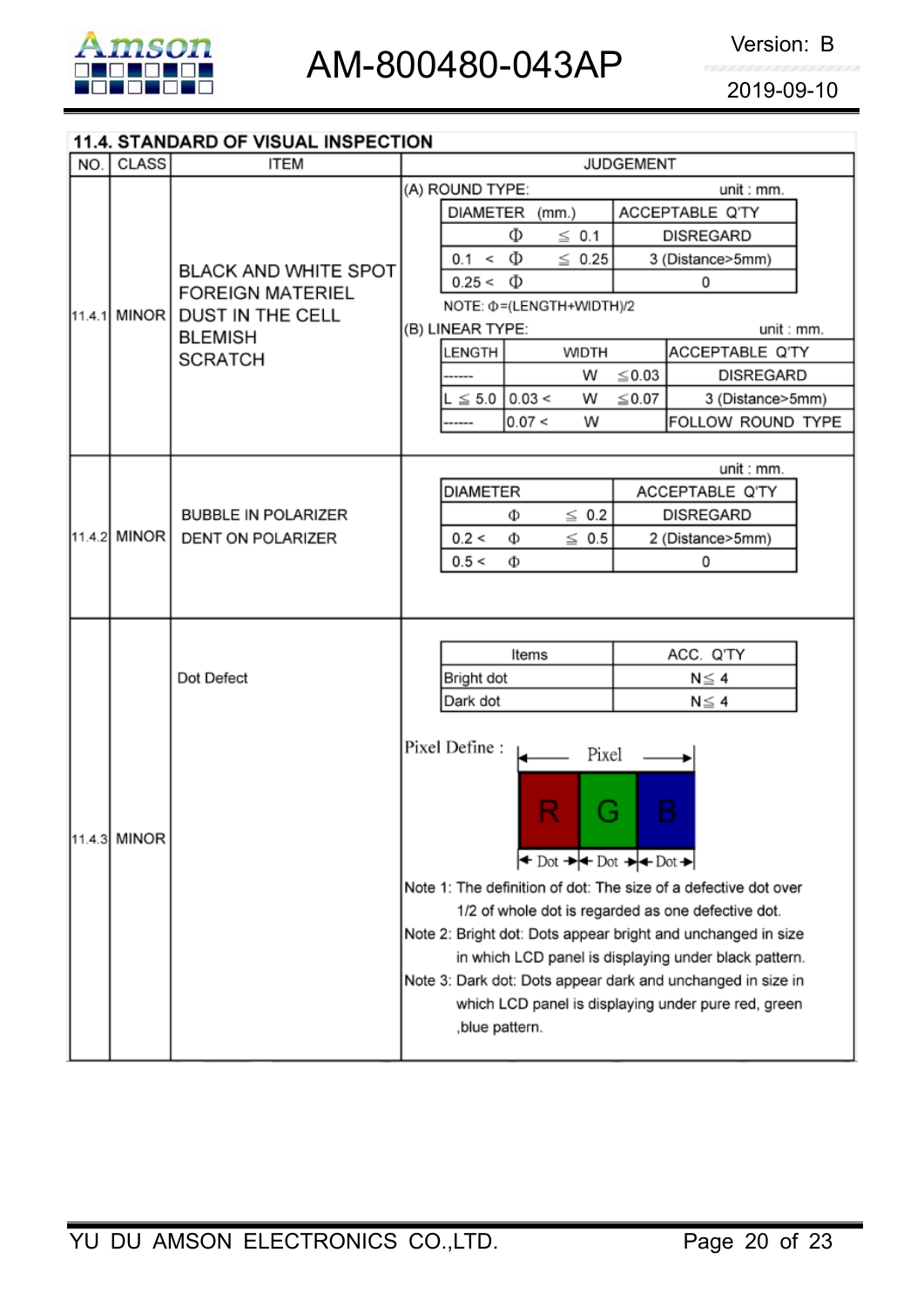## 11.4. STANDARD OF VISUAL INSPECTION

| NO. | CLASS | ITEM | JUDGEMENT |
|---|---|---|---|
| 11.4.1 | MINOR | BLACK AND WHITE SPOT<br>FOREIGN MATERIEL<br>DUST IN THE CELL<br>BLEMISH<br>SCRATCH | (A) ROUND TYPE: unit : mm.<br><br>DIAMETER (mm.) / ACCEPTABLE Q'TY:<br>Φ ≦ 0.1 — DISREGARD<br>0.1 < Φ ≦ 0.25 — 3 (Distance>5mm)<br>0.25 < Φ — 0<br><br>NOTE: Φ=(LENGTH+WIDTH)/2<br><br>(B) LINEAR TYPE: unit : mm.<br><br>LENGTH / WIDTH / ACCEPTABLE Q'TY:<br>------ / W ≦0.03 / DISREGARD<br>L ≦ 5.0 / 0.03 < W ≦0.07 / 3 (Distance>5mm)<br>------ / 0.07 < W / FOLLOW ROUND TYPE |
| 11.4.2 | MINOR | BUBBLE IN POLARIZER<br>DENT ON POLARIZER | unit : mm.<br><br>DIAMETER / ACCEPTABLE Q'TY:<br>Φ ≦ 0.2 — DISREGARD<br>0.2 < Φ ≦ 0.5 — 2 (Distance>5mm)<br>0.5 < Φ — 0 |
| 11.4.3 | MINOR | Dot Defect | Items / ACC. Q'TY:<br>Bright dot — N≦ 4<br>Dark dot — N≦ 4<br><br>Pixel Define : Pixel = R (Dot) G (Dot) B (Dot)<br><br>Note 1: The definition of dot: The size of a defective dot over 1/2 of whole dot is regarded as one defective dot.<br>Note 2: Bright dot: Dots appear bright and unchanged in size in which LCD panel is displaying under black pattern.<br>Note 3: Dark dot: Dots appear dark and unchanged in size in which LCD panel is displaying under pure red, green ,blue pattern. |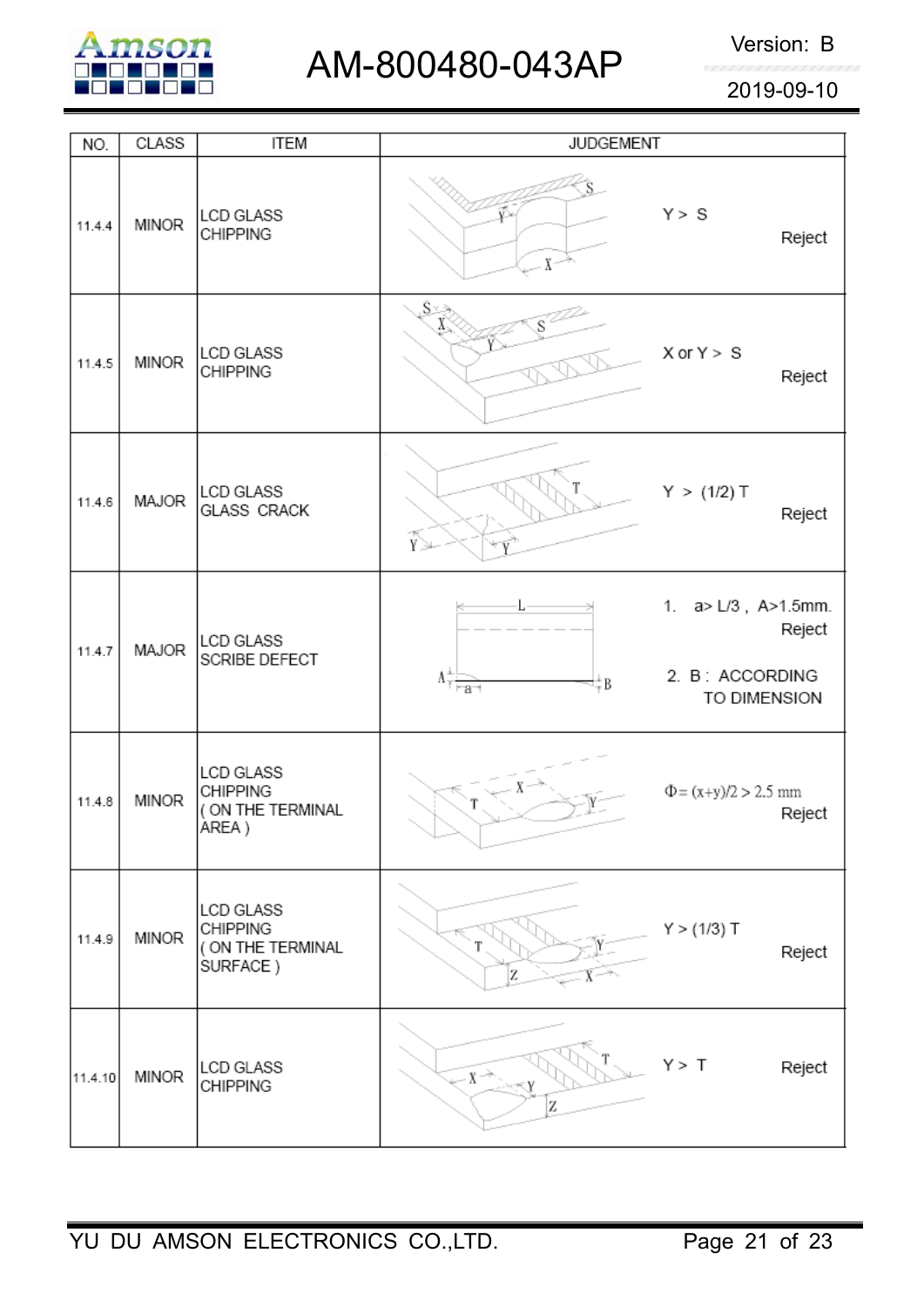| NO. | CLASS | ITEM | JUDGEMENT |
|---|---|---|---|
| 11.4.4 | MINOR | LCD GLASS CHIPPING | Y > S Reject |
| 11.4.5 | MINOR | LCD GLASS CHIPPING | X or Y > S Reject |
| 11.4.6 | MAJOR | LCD GLASS GLASS CRACK | Y > (1/2) T Reject |
| 11.4.7 | MAJOR | LCD GLASS SCRIBE DEFECT | 1. a> L/3 , A>1.5mm. Reject<br>2. B : ACCORDING TO DIMENSION |
| 11.4.8 | MINOR | LCD GLASS CHIPPING ( ON THE TERMINAL AREA ) | $\Phi = (x+y)/2 > 2.5$ mm Reject |
| 11.4.9 | MINOR | LCD GLASS CHIPPING ( ON THE TERMINAL SURFACE ) | Y > (1/3) T Reject |
| 11.4.10 | MINOR | LCD GLASS CHIPPING | Y > T Reject |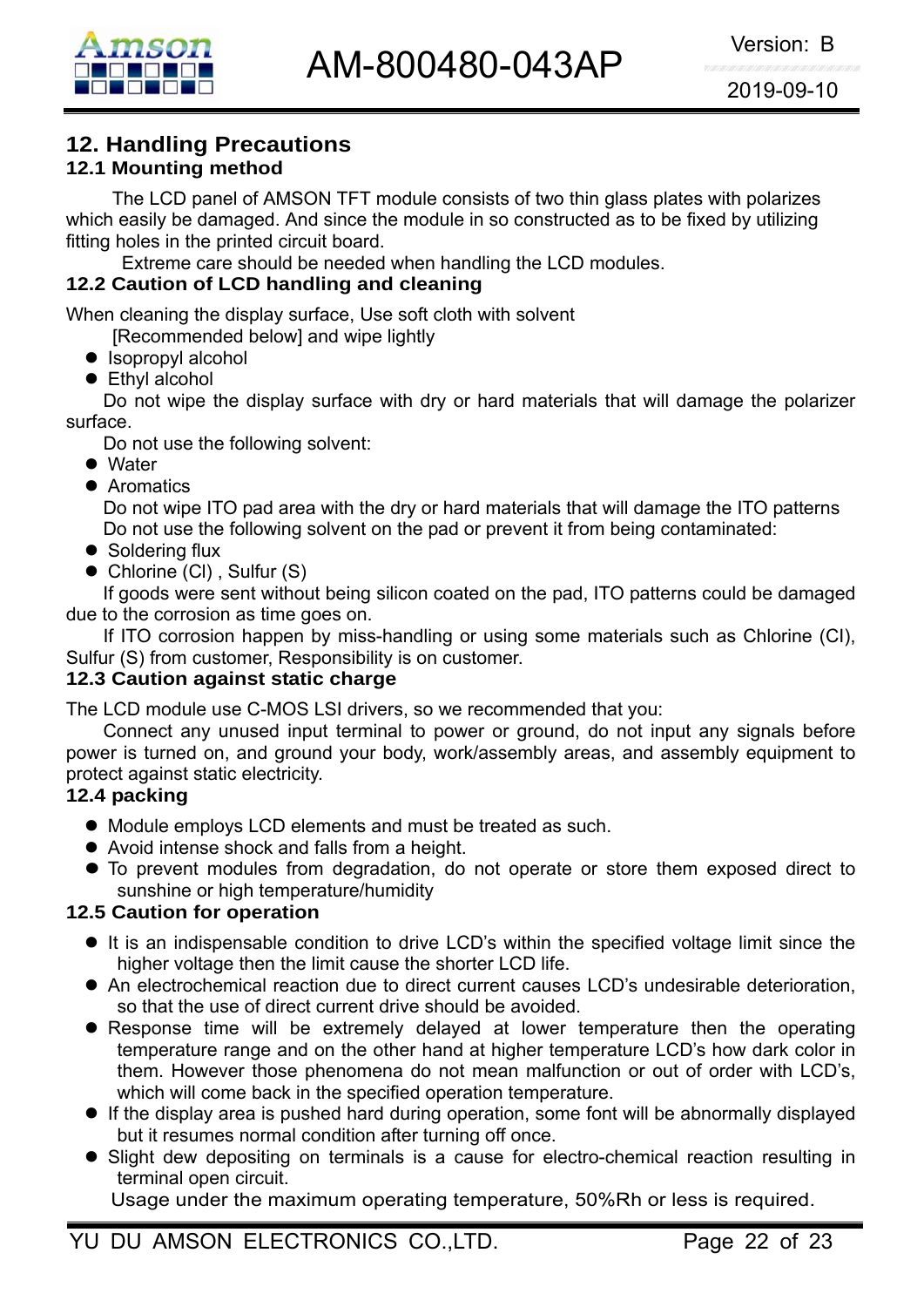## 12. Handling Precautions

### 12.1 Mounting method

The LCD panel of AMSON TFT module consists of two thin glass plates with polarizes which easily be damaged. And since the module in so constructed as to be fixed by utilizing fitting holes in the printed circuit board.

Extreme care should be needed when handling the LCD modules.

### 12.2 Caution of LCD handling and cleaning

When cleaning the display surface, Use soft cloth with solvent [Recommended below] and wipe lightly

- Isopropyl alcohol
- Ethyl alcohol

Do not wipe the display surface with dry or hard materials that will damage the polarizer surface.

Do not use the following solvent:

- Water
- Aromatics

Do not wipe ITO pad area with the dry or hard materials that will damage the ITO patterns
Do not use the following solvent on the pad or prevent it from being contaminated:

- Soldering flux
- Chlorine (Cl) , Sulfur (S)

If goods were sent without being silicon coated on the pad, ITO patterns could be damaged due to the corrosion as time goes on.

If ITO corrosion happen by miss-handling or using some materials such as Chlorine (CI), Sulfur (S) from customer, Responsibility is on customer.

### 12.3 Caution against static charge

The LCD module use C-MOS LSI drivers, so we recommended that you:

Connect any unused input terminal to power or ground, do not input any signals before power is turned on, and ground your body, work/assembly areas, and assembly equipment to protect against static electricity.

### 12.4 packing

- Module employs LCD elements and must be treated as such.
- Avoid intense shock and falls from a height.
- To prevent modules from degradation, do not operate or store them exposed direct to sunshine or high temperature/humidity

### 12.5 Caution for operation

- It is an indispensable condition to drive LCD's within the specified voltage limit since the higher voltage then the limit cause the shorter LCD life.
- An electrochemical reaction due to direct current causes LCD's undesirable deterioration, so that the use of direct current drive should be avoided.
- Response time will be extremely delayed at lower temperature then the operating temperature range and on the other hand at higher temperature LCD's how dark color in them. However those phenomena do not mean malfunction or out of order with LCD's, which will come back in the specified operation temperature.
- If the display area is pushed hard during operation, some font will be abnormally displayed but it resumes normal condition after turning off once.
- Slight dew depositing on terminals is a cause for electro-chemical reaction resulting in terminal open circuit.

Usage under the maximum operating temperature, 50%Rh or less is required.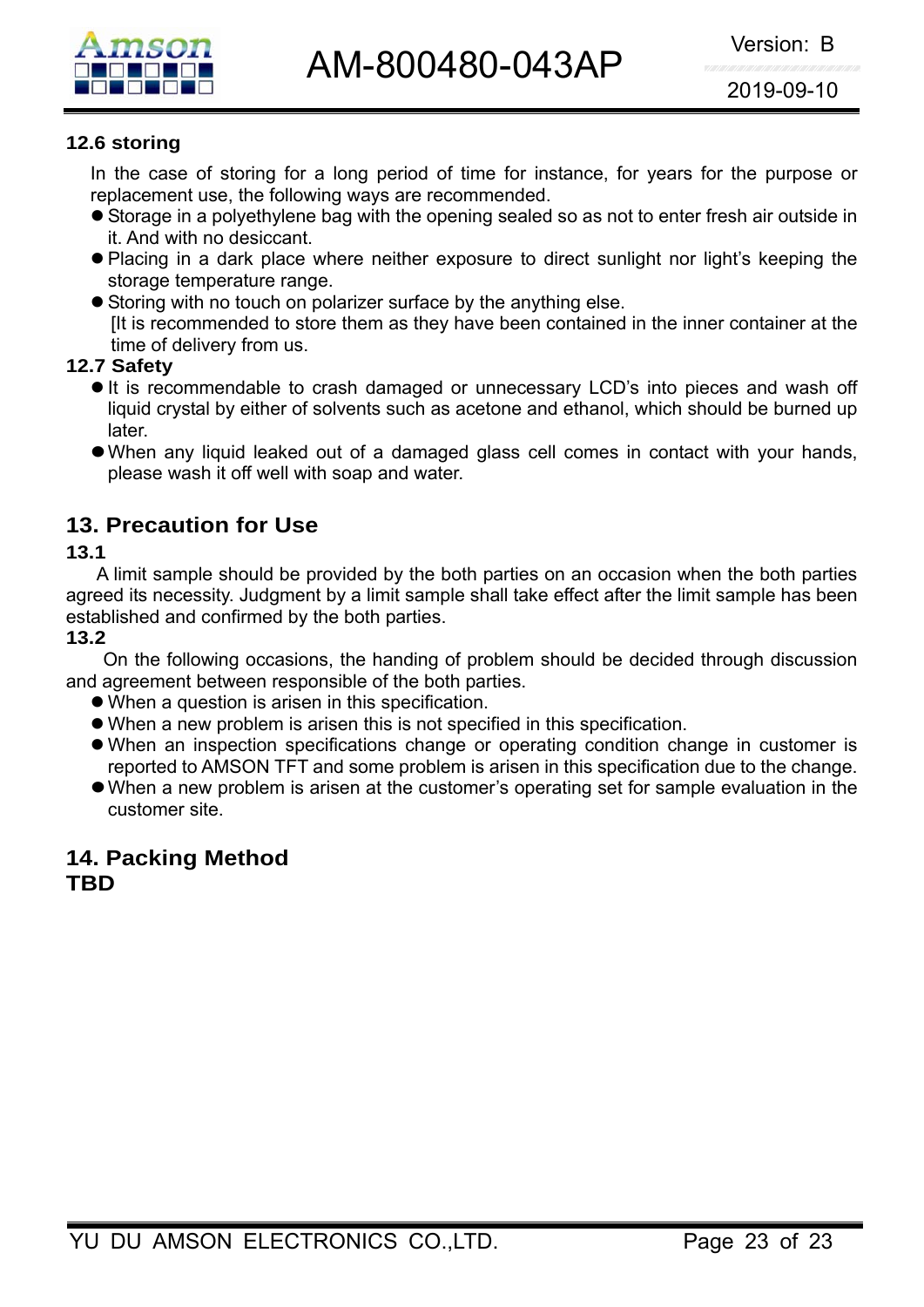### 12.6 storing

In the case of storing for a long period of time for instance, for years for the purpose or replacement use, the following ways are recommended.

- Storage in a polyethylene bag with the opening sealed so as not to enter fresh air outside in it. And with no desiccant.
- Placing in a dark place where neither exposure to direct sunlight nor light's keeping the storage temperature range.
- Storing with no touch on polarizer surface by the anything else.
  [It is recommended to store them as they have been contained in the inner container at the time of delivery from us.

### 12.7 Safety

- It is recommendable to crash damaged or unnecessary LCD's into pieces and wash off liquid crystal by either of solvents such as acetone and ethanol, which should be burned up later.
- When any liquid leaked out of a damaged glass cell comes in contact with your hands, please wash it off well with soap and water.

## 13. Precaution for Use

### 13.1

A limit sample should be provided by the both parties on an occasion when the both parties agreed its necessity. Judgment by a limit sample shall take effect after the limit sample has been established and confirmed by the both parties.

### 13.2

On the following occasions, the handing of problem should be decided through discussion and agreement between responsible of the both parties.

- When a question is arisen in this specification.
- When a new problem is arisen this is not specified in this specification.
- When an inspection specifications change or operating condition change in customer is reported to AMSON TFT and some problem is arisen in this specification due to the change.
- When a new problem is arisen at the customer's operating set for sample evaluation in the customer site.

## 14. Packing Method

**TBD**